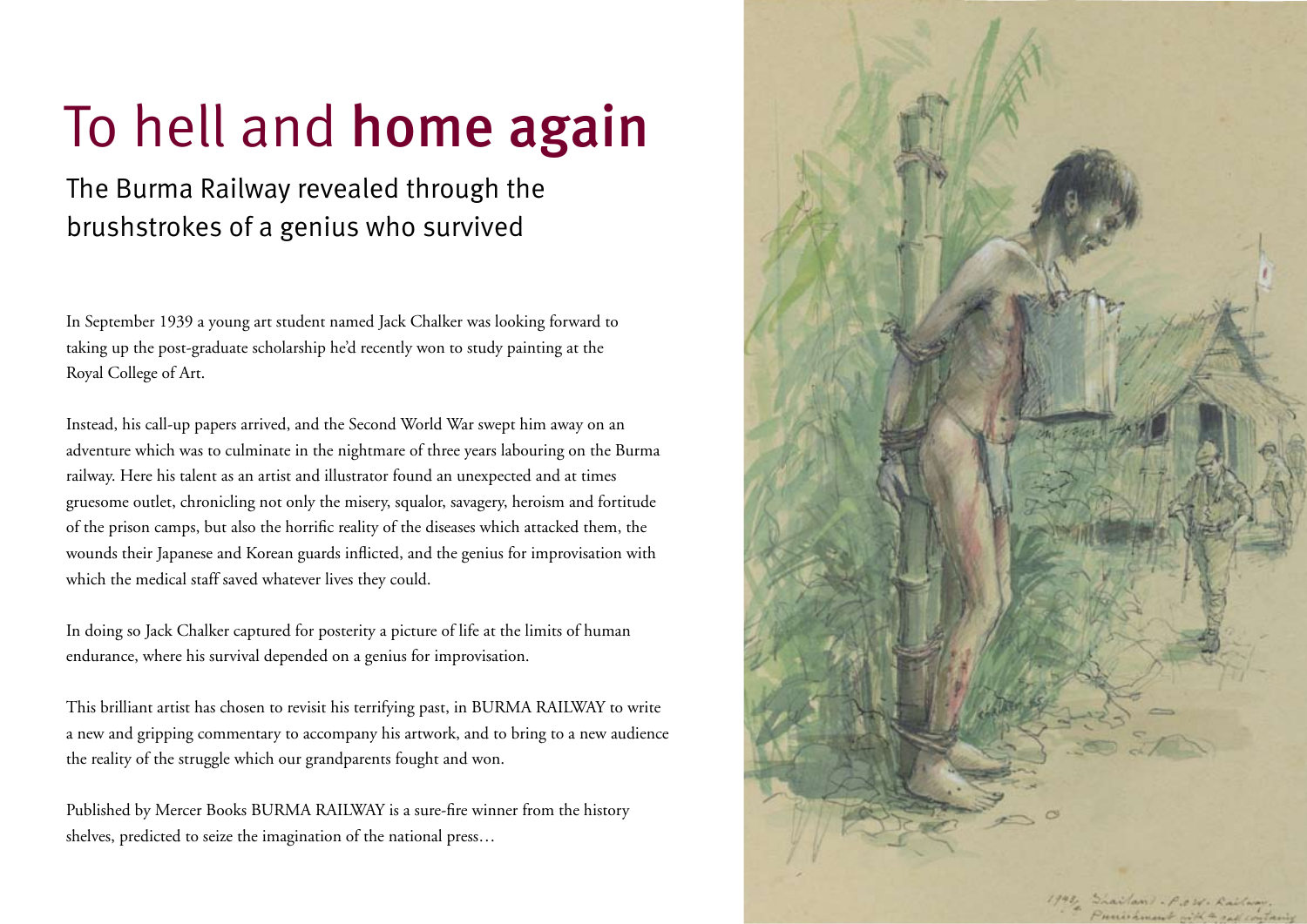# To hell and **home again**

## The Burma Railway revealed through the brushstrokes of a genius who survived

In September 1939 a young art student named Jack Chalker was looking forward to taking up the post-graduate scholarship he'd recently won to study painting at the Royal College of Art.

Instead, his call-up papers arrived, and the Second World War swept him away on an adventure which was to culminate in the nightmare of three years labouring on the Burma railway. Here his talent as an artist and illustrator found an unexpected and at times gruesome outlet, chronicling not only the misery, squalor, savagery, heroism and fortitude of the prison camps, but also the horrific reality of the diseases which attacked them, the wounds their Japanese and Korean guards inflicted, and the genius for improvisation with which the medical staff saved whatever lives they could.

In doing so Jack Chalker captured for posterity a picture of life at the limits of human endurance, where his survival depended on a genius for improvisation.

This brilliant artist has chosen to revisit his terrifying past, in BURMA RAILWAY to write a new and gripping commentary to accompany his artwork, and to bring to a new audience the reality of the struggle which our grandparents fought and won.

Published by Mercer Books BURMA RAILWAY is a sure-fire winner from the history shelves, predicted to seize the imagination of the national press…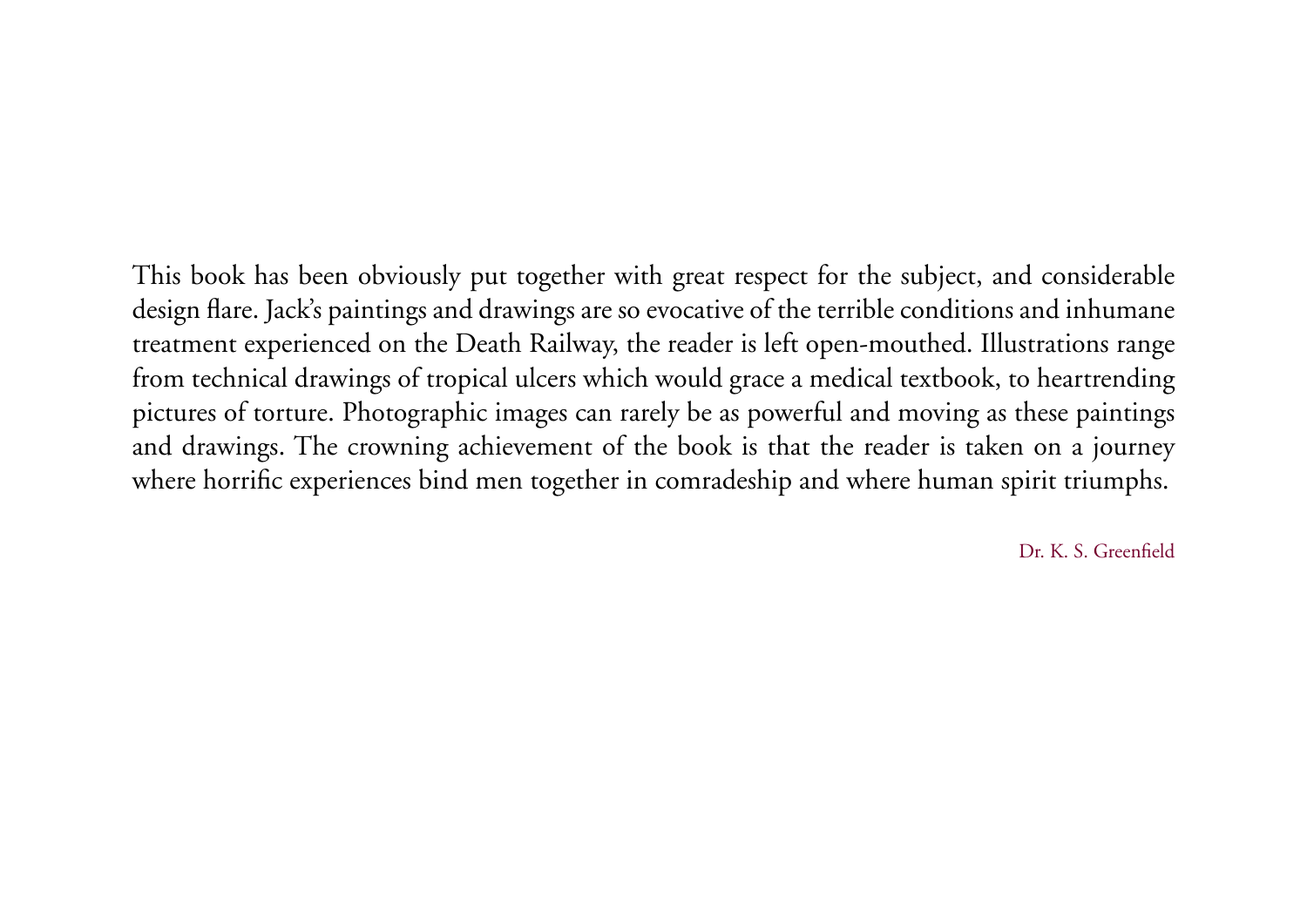This book has been obviously put together with great respect for the subject, and considerable design flare. Jack's paintings and drawings are so evocative of the terrible conditions and inhumane treatment experienced on the Death Railway, the reader is left open-mouthed. Illustrations range from technical drawings of tropical ulcers which would grace a medical textbook, to heartrending pictures of torture. Photographic images can rarely be as powerful and moving as these paintings and drawings. The crowning achievement of the book is that the reader is taken on a journey where horrific experiences bind men together in comradeship and where human spirit triumphs.

Dr. K. S. Greenfield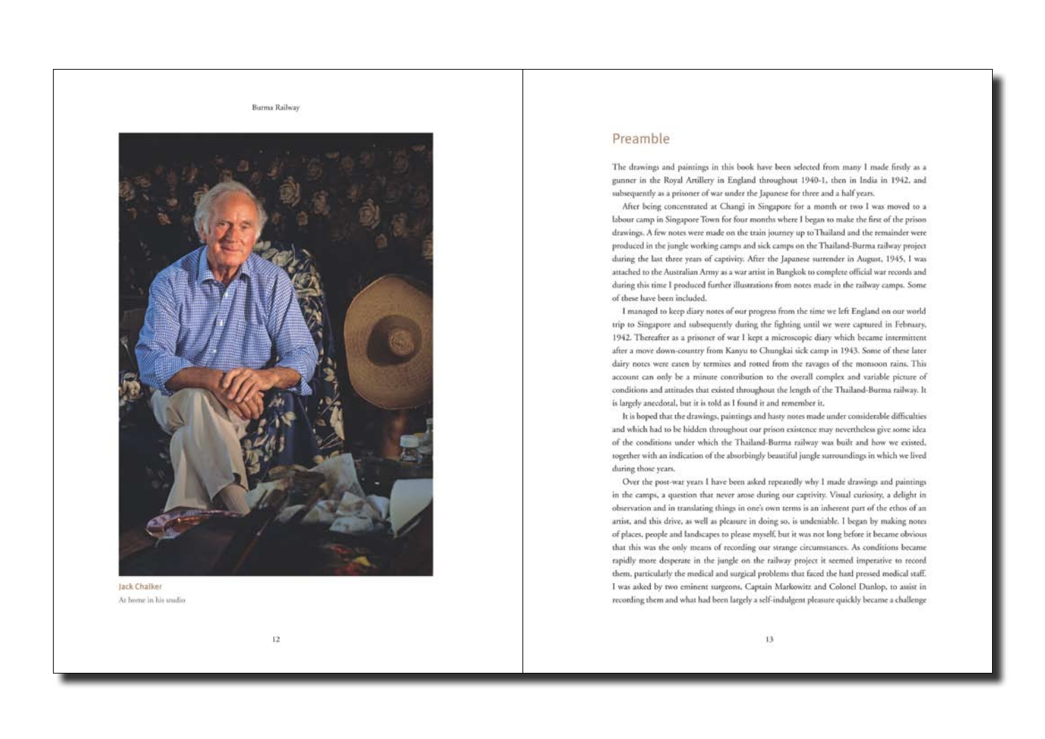Jack Chalker

At home in his studio

## Preamble

The drawings and paintings in this book have been selected from many I made firstly as a gunner in the Royal Artillery in England throughout 1940-1, then in India in 1942, and subsequently as a prisoner of war under the Japanese for three and a half years.

After being concentrated at Changi in Singapore for a month or two I was moved to a labour camp in Singapore Town for four months where I began to make the first of the prison drawings. A few notes were made on the train journey up to Thailand and the remainder were produced in the jungle working camps and sick camps on the Thailand-Burma railway project during the last three years of captivity. After the Japanese surrender in August, 1945, I was attached to the Australian Army as a war artist in Bangkok to complete official war records and during this time I produced further illustrations from notes made in the railway camps. Some of these have been included.

I managed to keep diary notes of our progress from the time we left England on our world trip to Singapore and subsequently during the fighting until we were captured in February, 1942. Thereafter as a prisoner of war I kept a microscopic diary which became intermittent after a move down-country from Kanyu to Chungkai sick camp in 1943. Some of these later dairy notes were eaten by termites and rotted from the ravages of the monsoon rains. This account can only be a minute contribution to the overall complex and variable picture of conditions and attitudes that existed throughout the length of the Thailand-Burma railway. It is largely anecdotal, but it is told as I found it and remember it.

It is hoped that the drawings, paintings and hasty notes made under considerable difficulties and which had to be hidden throughout our prison existence may nevertheless give some idea of the conditions under which the Thailand-Burma railway was built and how we existed, together with an indication of the absorbingly beautiful jungle surroundings in which we lived during those years.

Over the post-war years I have been asked repeatedly why I made drawings and paintings in the camps, a question that never arose during our captivity. Visual curiosity, a delight in observation and in translating things in one's own terms is an inherent part of the ethos of an artist, and this drive, as well as pleasure in doing so, is undeniable. I began by making notes of places, people and landscapes to please myself, but it was not long before it became obvious that this was the only means of recording our strange circumstances. As conditions became rapidly more desperate in the jungle on the railway project it seemed imperative to record them, particularly the medical and surgical problems that faced the hard pressed medical staff. I was asked by two eminent surgeons, Captain Markowitz and Colonel Dunlop, to assist in recording them and what had been largely a self-indulgent pleasure quickly became a challenge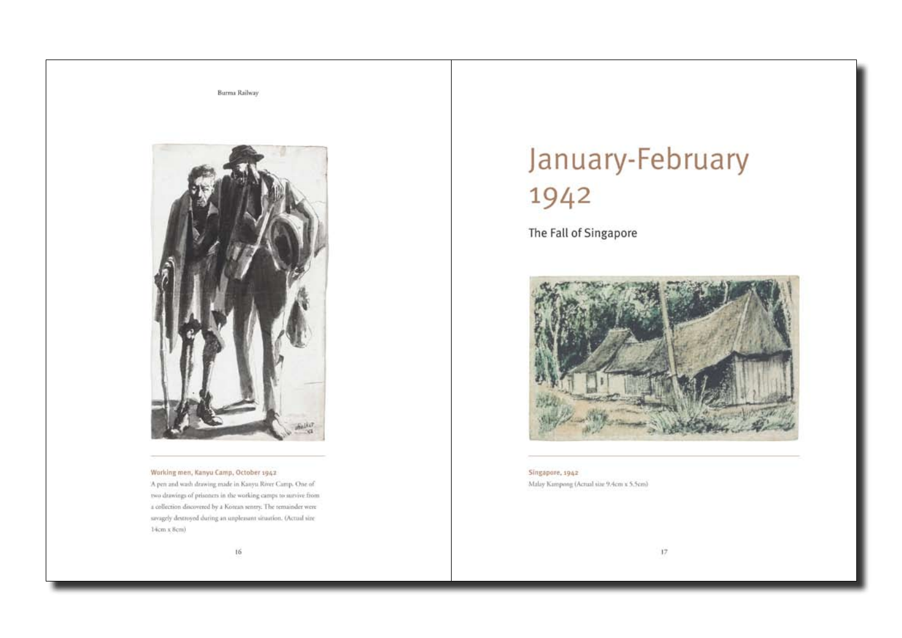**Working men, Kanyu Camp, October 1942**

A pen and wash drawing made in Kanyu River Camp. One of two drawings of prisoners in the working camps to survive from a collection discovered by a Korean sentry. The remainder were savagely destroyed during an unpleasant situation. (Actual size 14cm x 8cm)

# January-February 1942

## The Fall of Singapore

**Singapore, 1942**

Malay Kampong (Actual size 9.4cm x 5.5cm)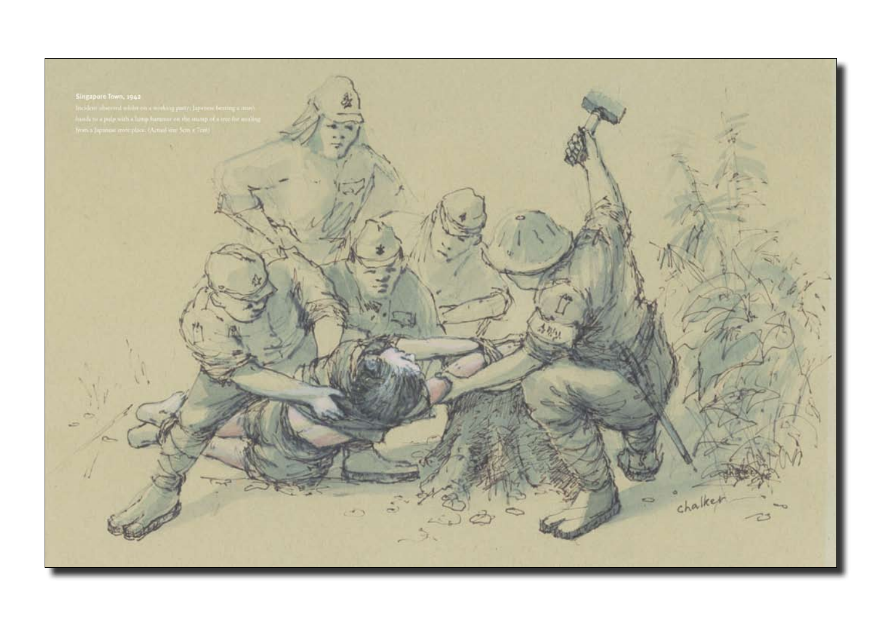**Singapore Town, 1942**

Incident observed whilst on a working party: Japanese beating a man's hands to a pulp with a lump hammer on the stump of a tree for stealing from a Japanese store place. (Actual size 5cm x 7cm)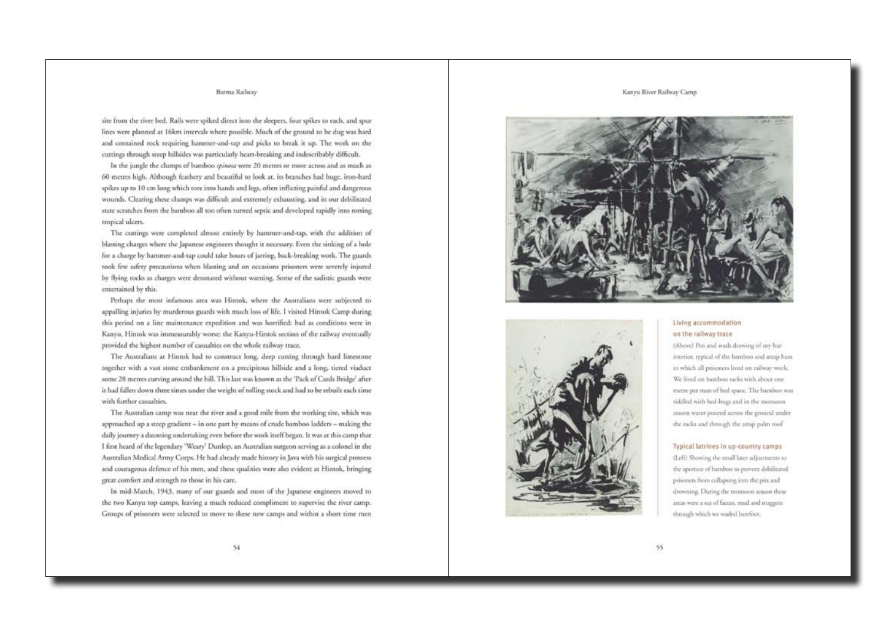site from the river bed. Rails were spiked direct into the sleepers, four spikes to each, and spur lines were planned at 16km intervals where possible. Much of the ground to be dug was hard and contained rock requiring hammer-and-tap and picks to break it up. The work on the cuttings through steep hillsides was particularly heart-breaking and indescribably difficult.

In the jungle the clumps of bamboo *spinosa* were 20 metres or more across and as much as 60 metres high. Although feathery and beautiful to look at, its branches had huge, iron-hard spikes up to 10 cm long which tore into hands and legs, often inflicting painful and dangerous wounds. Clearing these clumps was difficult and extremely exhausting, and in our debilitated state scratches from the bamboo all too often turned septic and developed rapidly into rotting tropical ulcers.

The cuttings were completed almost entirely by hammer-and-tap, with the addition of blasting charges where the Japanese engineers thought it necessary. Even the sinking of a hole for a charge by hammer-and-tap could take hours of jarring, back-breaking work. The guards took few safety precautions when blasting and on occasions prisoners were severely injured by flying rocks as charges were detonated without warning. Some of the sadistic guards were entertained by this.

Perhaps the most infamous area was Hintok, where the Australians were subjected to appalling injuries by murderous guards with much loss of life. I visited Hintok Camp during this period on a line maintenance expedition and was horrified: bad as conditions were in Kanyu, Hintok was immeasurably worse; the Kanyu-Hintok section of the railway eventually provided the highest number of casualties on the whole railway trace.

The Australians at Hintok had to construct long, deep cutting through hard limestone together with a vast stone embankment on a precipitous hillside and a long, tiered viaduct some 28 metres curving around the hill. This last was known as the 'Pack of Cards Bridge' after it had fallen down three times under the weight of rolling stock and had to be rebuilt each time with further casualties.

The Australian camp was near the river and a good mile from the working site, which was approached up a steep gradient – in one part by means of crude bamboo ladders – making the daily journey a daunting undertaking even before the work itself began. It was at this camp that I first heard of the legendary 'Weary' Dunlop, an Australian surgeon serving as a colonel in the Australian Medical Army Corps. He had already made history in Java with his surgical prowess and courageous defence of his men, and these qualities were also evident at Hintok, bringing great comfort and strength to those in his care.

In mid-March, 1943, many of our guards and most of the Japanese engineers moved to the two Kanyu top camps, leaving a much reduced compliment to supervise the river camp. Groups of prisoners were selected to move to these new camps and within a short time men

**Living accommodation on the railway trace**

(Above) Pen and wash drawing of my hut interior, typical of the bamboo and attap huts in which all prisoners lived on railway work. We lived on bamboo racks with about one metre per man of bed space. The bamboo was riddled with bed-bugs and in the monsoon season water poured across the ground under the racks and through the attap palm roof

**Typical latrines in up-country camps**

(Left) Showing the small later adjustments to the aperture of bamboo to prevent debilitated prisoners from collapsing into the pits and drowning. During the monsoon season these areas were a sea of faeces, mud and maggots through which we waded barefoot.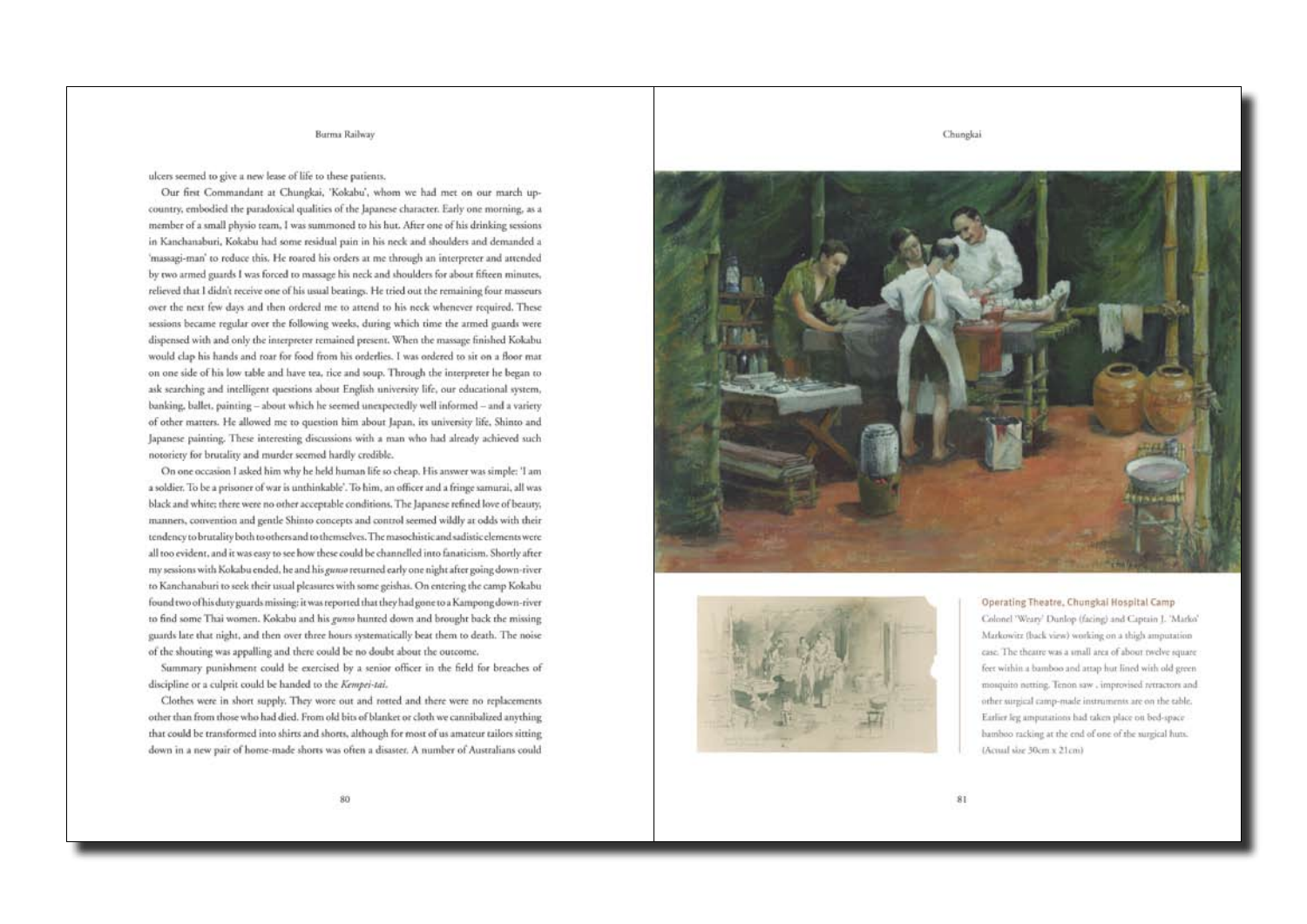ulcers seemed to give a new lease of life to these patients.

Our first Commandant at Chungkai, 'Kokabu', whom we had met on our march up-country, embodied the paradoxical qualities of the Japanese character. Early one morning, as a member of a small physio team, I was summoned to his hut. After one of his drinking sessions in Kanchanaburi, Kokabu had some residual pain in his neck and shoulders and demanded a 'massagi-man' to reduce this. He roared his orders at me through an interpreter and attended by two armed guards I was forced to massage his neck and shoulders for about fifteen minutes, relieved that I didn't receive one of his usual beatings. He tried out the remaining four masseurs over the next few days and then ordered me to attend to his neck whenever required. These sessions became regular over the following weeks, during which time the armed guards were dispensed with and only the interpreter remained present. When the massage finished Kokabu would clap his hands and roar for food from his orderlies. I was ordered to sit on a floor mat on one side of his low table and have tea, rice and soup. Through the interpreter he began to ask searching and intelligent questions about English university life, our educational system, banking, ballet, painting – about which he seemed unexpectedly well informed – and a variety of other matters. He allowed me to question him about Japan, its university life, Shinto and Japanese painting. These interesting discussions with a man who had already achieved such notoriety for brutality and murder seemed hardly credible.

On one occasion I asked him why he held human life so cheap. His answer was simple: 'I am a soldier. To be a prisoner of war is unthinkable'. To him, an officer and a fringe samurai, all was black and white; there were no other acceptable conditions. The Japanese refined love of beauty, manners, convention and gentle Shinto concepts and control seemed wildly at odds with their tendency to brutality both to others and to themselves. The masochistic and sadistic elements were all too evident, and it was easy to see how these could be channelled into fanaticism. Shortly after my sessions with Kokabu ended, he and his *gunso* returned early one night after going down-river to Kanchanaburi to seek their usual pleasures with some geishas. On entering the camp Kokabu found two of his duty guards missing; it was reported that they had gone to a Kampong down-river to find some Thai women. Kokabu and his *gunso* hunted down and brought back the missing guards late that night, and then over three hours systematically beat them to death. The noise of the shouting was appalling and there could be no doubt about the outcome.

Summary punishment could be exercised by a senior officer in the field for breaches of discipline or a culprit could be handed to the *Kempei-tai*.

Clothes were in short supply. They wore out and rotted and there were no replacements other than from those who had died. From old bits of blanket or cloth we cannibalized anything that could be transformed into shirts and shorts, although for most of us amateur tailors sitting down in a new pair of home-made shorts was often a disaster. A number of Australians could

**Operating Theatre, Chungkai Hospital Camp**

Colonel 'Weary' Dunlop (facing) and Captain J. 'Marko' Markowitz (back view) working on a thigh amputation case. The theatre was a small area of about twelve square feet within a bamboo and attap hut lined with old green mosquito netting. Tenon saw , improvised retractors and other surgical camp-made instruments are on the table. Earlier leg amputations had taken place on bed-space bamboo racking at the end of one of the surgical huts. (Actual size 30cm x 21cm)